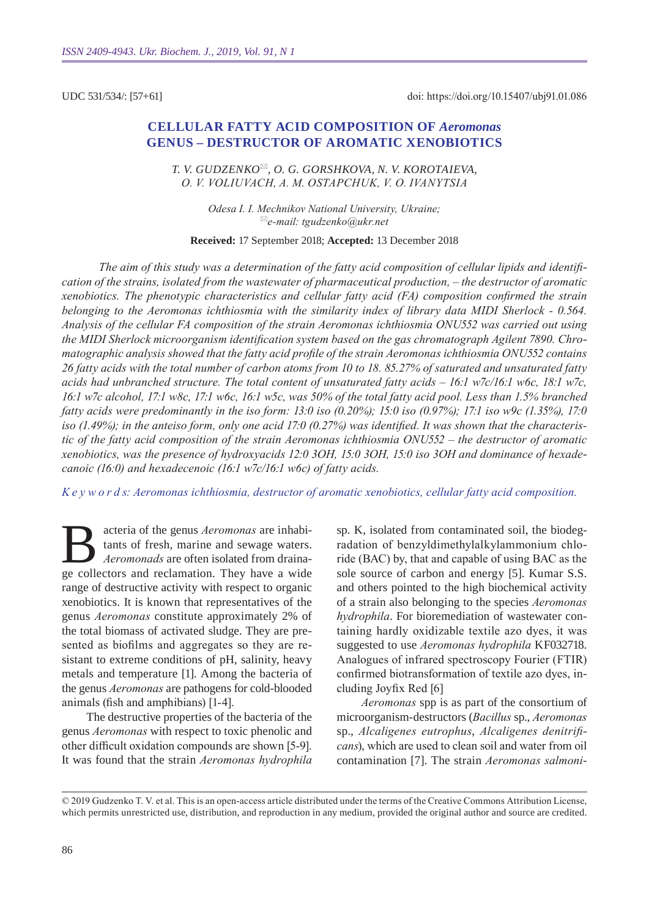UDC 531/534/: [57+61]

doi: https://doi.org/10.15407/ubj91.01.086

# CELLULAR FATTY ACID COMPOSITION OF *Aeromonas* GENUS – DESTRUCTOR OF AROMATIC XENOBIOTICS

*T. V. GUDZENKO*[✉]*, O. G. GORSHKOVA, N. V. KOROTAIEVA, O. V. VOLIUVACH, A. M. OSTAPCHUK, V. O. IVANYTSIA*

*Odesa I. I. Mechnikov National University, Ukraine;*
[✉]*e-mail: tgudzenko@ukr.net*

**Received:** 17 September 2018; **Accepted:** 13 December 2018

*The aim of this study was a determination of the fatty acid composition of cellular lipids and identification of the strains, isolated from the wastewater of pharmaceutical production, – the destructor of aromatic xenobiotics. The phenotypic characteristics and cellular fatty acid (FA) composition confirmed the strain belonging to the Aeromonas ichthiosmia with the similarity index of library data MIDI Sherlock - 0.564. Analysis of the cellular FA composition of the strain Aeromonas ichthiosmia ONU552 was carried out using the MIDI Sherlock microorganism identification system based on the gas chromatograph Agilent 7890. Chromatographic analysis showed that the fatty acid profile of the strain Aeromonas ichthiosmia ONU552 contains 26 fatty acids with the total number of carbon atoms from 10 to 18. 85.27% of saturated and unsaturated fatty acids had unbranched structure. The total content of unsaturated fatty acids – 16:1 w7c/16:1 w6c, 18:1 w7c, 16:1 w7c alcohol, 17:1 w8c, 17:1 w6c, 16:1 w5c, was 50% of the total fatty acid pool. Less than 1.5% branched fatty acids were predominantly in the iso form: 13:0 iso (0.20%); 15:0 iso (0.97%); 17:1 iso w9c (1.35%), 17:0 iso (1.49%); in the anteiso form, only one acid 17:0 (0.27%) was identified. It was shown that the characteristic of the fatty acid composition of the strain Aeromonas ichthiosmia ONU552 – the destructor of aromatic xenobiotics, was the presence of hydroxyacids 12:0 3OH, 15:0 3OH, 15:0 iso 3OH and dominance of hexadecanoic (16:0) and hexadecenoic (16:1 w7c/16:1 w6c) of fatty acids.*

*K e y w o r d s: Aeromonas ichthiosmia, destructor of aromatic xenobiotics, cellular fatty acid composition.*

Bacteria of the genus *Aeromonas* are inhabitants of fresh, marine and sewage waters. *Aeromonads* are often isolated from drainage collectors and reclamation. They have a wide range of destructive activity with respect to organic xenobiotics. It is known that representatives of the genus *Aeromonas* constitute approximately 2% of the total biomass of activated sludge. They are presented as biofilms and aggregates so they are resistant to extreme conditions of pH, salinity, heavy metals and temperature [1]. Among the bacteria of the genus *Aeromonas* are pathogens for cold-blooded animals (fish and amphibians) [1-4].

The destructive properties of the bacteria of the genus *Aeromonas* with respect to toxic phenolic and other difficult oxidation compounds are shown [5-9]. It was found that the strain *Aeromonas hydrophila* sp. K, isolated from contaminated soil, the biodegradation of benzyldimethylalkylammonium chloride (BAC) by, that and capable of using BAC as the sole source of carbon and energy [5]. Kumar S.S. and others pointed to the high biochemical activity of a strain also belonging to the species *Aeromonas hydrophila*. For bioremediation of wastewater containing hardly oxidizable textile azo dyes, it was suggested to use *Aeromonas hydrophila* KF032718. Analogues of infrared spectroscopy Fourier (FTIR) confirmed biotransformation of textile azo dyes, including Joyfix Red [6]

*Aeromonas* spp is as part of the consortium of microorganism-destructors (*Bacillus* sp., *Aeromonas* sp., *Alcaligenes eutrophus*, *Alcaligenes denitrificans*), which are used to clean soil and water from oil contamination [7]. The strain *Aeromonas salmoni-*

© 2019 Gudzenko T. V. et al. This is an open-access article distributed under the terms of the Creative Commons Attribution License, which permits unrestricted use, distribution, and reproduction in any medium, provided the original author and source are credited.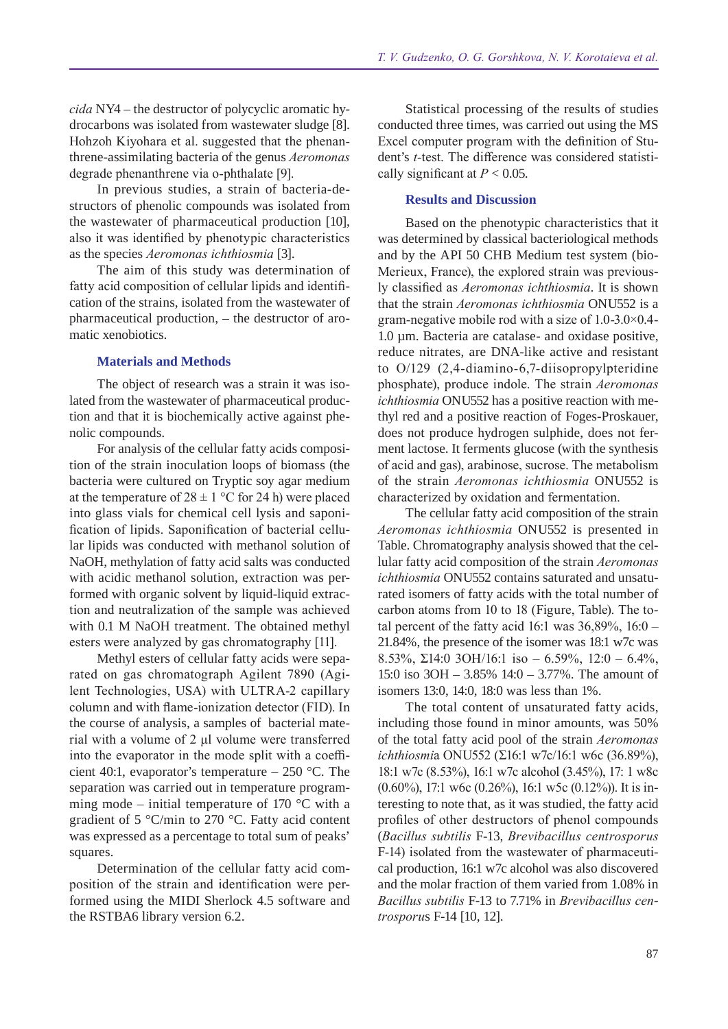*cida* NY4 – the destructor of polycyclic aromatic hydrocarbons was isolated from wastewater sludge [8]. Hohzoh Kiyohara et al. suggested that the phenanthrene-assimilating bacteria of the genus *Aeromonas* degrade phenanthrene via o-phthalate [9].

In previous studies, a strain of bacteria-destructors of phenolic compounds was isolated from the wastewater of pharmaceutical production [10], also it was identified by phenotypic characteristics as the species *Aeromonas ichthiosmia* [3].

The aim of this study was determination of fatty acid composition of cellular lipids and identification of the strains, isolated from the wastewater of pharmaceutical production, – the destructor of aromatic xenobiotics.

### Materials and Methods

The object of research was a strain it was isolated from the wastewater of pharmaceutical production and that it is biochemically active against phenolic compounds.

For analysis of the cellular fatty acids composition of the strain inoculation loops of biomass (the bacteria were cultured on Tryptic soy agar medium at the temperature of 28 ± 1 °C for 24 h) were placed into glass vials for chemical cell lysis and saponification of lipids. Saponification of bacterial cellular lipids was conducted with methanol solution of NaOH, methylation of fatty acid salts was conducted with acidic methanol solution, extraction was performed with organic solvent by liquid-liquid extraction and neutralization of the sample was achieved with 0.1 M NaOH treatment. The obtained methyl esters were analyzed by gas chromatography [11].

Methyl esters of cellular fatty acids were separated on gas chromatograph Agilent 7890 (Agilent Technologies, USA) with ULTRA-2 capillary column and with flame-ionization detector (FID). In the course of analysis, a samples of bacterial material with a volume of 2 µl volume were transferred into the evaporator in the mode split with a coefficient 40:1, evaporator's temperature – 250 °C. The separation was carried out in temperature programming mode – initial temperature of 170 °C with a gradient of 5 °C/min to 270 °C. Fatty acid content was expressed as a percentage to total sum of peaks' squares.

Determination of the cellular fatty acid composition of the strain and identification were performed using the MIDI Sherlock 4.5 software and the RSTBA6 library version 6.2.

Statistical processing of the results of studies conducted three times, was carried out using the MS Excel computer program with the definition of Student's *t*-test. The difference was considered statistically significant at $P < 0.05$.

### Results and Discussion

Based on the phenotypic characteristics that it was determined by classical bacteriological methods and by the API 50 CHB Medium test system (bio-Merieux, France), the explored strain was previously classified as *Aeromonas ichthiosmia*. It is shown that the strain *Aeromonas ichthiosmia* ONU552 is a gram-negative mobile rod with a size of 1.0-3.0×0.4-1.0 µm. Bacteria are catalase- and oxidase positive, reduce nitrates, are DNA-like active and resistant to O/129 (2,4-diamino-6,7-diisopropylpteridine phosphate), produce indole. The strain *Aeromonas ichthiosmia* ONU552 has a positive reaction with methyl red and a positive reaction of Foges-Proskauer, does not produce hydrogen sulphide, does not ferment lactose. It ferments glucose (with the synthesis of acid and gas), arabinose, sucrose. The metabolism of the strain *Aeromonas ichthiosmia* ONU552 is characterized by oxidation and fermentation.

The cellular fatty acid composition of the strain *Aeromonas ichthiosmia* ONU552 is presented in Table. Chromatography analysis showed that the cellular fatty acid composition of the strain *Aeromonas ichthiosmia* ONU552 contains saturated and unsaturated isomers of fatty acids with the total number of carbon atoms from 10 to 18 (Figure, Table). The total percent of the fatty acid 16:1 was 36,89%, 16:0 – 21.84%, the presence of the isomer was 18:1 w7c was 8.53%, Σ14:0 3OH/16:1 iso – 6.59%, 12:0 – 6.4%, 15:0 iso 3OH – 3.85% 14:0 – 3.77%. The amount of isomers 13:0, 14:0, 18:0 was less than 1%.

The total content of unsaturated fatty acids, including those found in minor amounts, was 50% of the total fatty acid pool of the strain *Aeromonas ichthiosmia* ONU552 (Σ16:1 w7c/16:1 w6c (36.89%), 18:1 w7c (8.53%), 16:1 w7c alcohol (3.45%), 17: 1 w8c (0.60%), 17:1 w6c (0.26%), 16:1 w5c (0.12%)). It is interesting to note that, as it was studied, the fatty acid profiles of other destructors of phenol compounds (*Bacillus subtilis* F-13, *Brevibacillus centrosporus* F-14) isolated from the wastewater of pharmaceutical production, 16:1 w7c alcohol was also discovered and the molar fraction of them varied from 1.08% in *Bacillus subtilis* F-13 to 7.71% in *Brevibacillus centrosporus* F-14 [10, 12].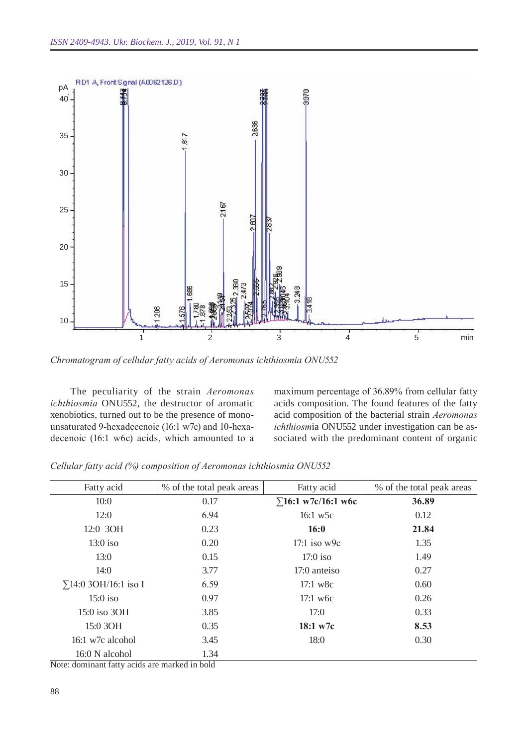*Chromatogram of cellular fatty acids of Aeromonas ichthiosmia ONU552*

The peculiarity of the strain *Aeromonas ichthiosmia* ONU552, the destructor of aromatic xenobiotics, turned out to be the presence of monounsaturated 9-hexadecenoic (16:1 w7c) and 10-hexadecenoic (16:1 w6c) acids, which amounted to a maximum percentage of 36.89% from cellular fatty acids composition. The found features of the fatty acid composition of the bacterial strain *Aeromonas ichthiosm*ia ONU552 under investigation can be associated with the predominant content of organic

*Cellular fatty acid (%) composition of Aeromonas ichthiosmia ONU552*

| Fatty acid | % of the total peak areas | Fatty acid | % of the total peak areas |
|---|---|---|---|
| 10:0 | 0.17 | **∑16:1 w7c/16:1 w6c** | **36.89** |
| 12:0 | 6.94 | 16:1 w5c | 0.12 |
| 12:0 3OH | 0.23 | **16:0** | **21.84** |
| 13:0 iso | 0.20 | 17:1 iso w9c | 1.35 |
| 13:0 | 0.15 | 17:0 iso | 1.49 |
| 14:0 | 3.77 | 17:0 anteiso | 0.27 |
| ∑14:0 3OH/16:1 iso I | 6.59 | 17:1 w8c | 0.60 |
| 15:0 iso | 0.97 | 17:1 w6c | 0.26 |
| 15:0 iso 3OH | 3.85 | 17:0 | 0.33 |
| 15:0 3OH | 0.35 | **18:1 w7c** | **8.53** |
| 16:1 w7c alcohol | 3.45 | 18:0 | 0.30 |
| 16:0 N alcohol | 1.34 | | |

Note: dominant fatty acids are marked in bold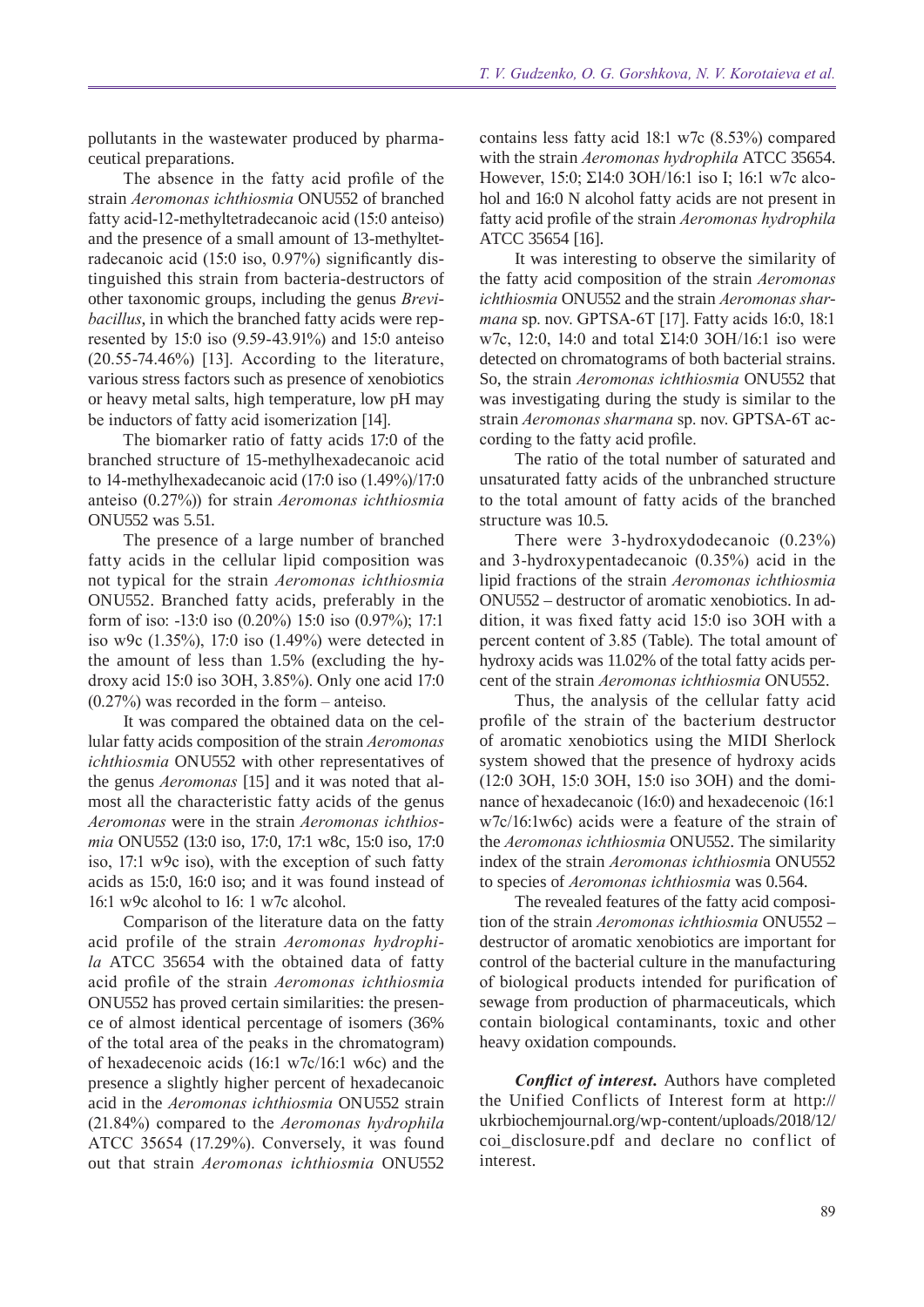pollutants in the wastewater produced by pharmaceutical preparations.

The absence in the fatty acid profile of the strain *Aeromonas ichthiosmia* ONU552 of branched fatty acid-12-methyltetradecanoic acid (15:0 anteiso) and the presence of a small amount of 13-methyltetradecanoic acid (15:0 iso, 0.97%) significantly distinguished this strain from bacteria-destructors of other taxonomic groups, including the genus *Brevibacillus*, in which the branched fatty acids were represented by 15:0 iso (9.59-43.91%) and 15:0 anteiso (20.55-74.46%) [13]. According to the literature, various stress factors such as presence of xenobiotics or heavy metal salts, high temperature, low pH may be inductors of fatty acid isomerization [14].

The biomarker ratio of fatty acids 17:0 of the branched structure of 15-methylhexadecanoic acid to 14-methylhexadecanoic acid (17:0 iso (1.49%)/17:0 anteiso (0.27%)) for strain *Aeromonas ichthiosmia* ONU552 was 5.51.

The presence of a large number of branched fatty acids in the cellular lipid composition was not typical for the strain *Aeromonas ichthiosmia* ONU552. Branched fatty acids, preferably in the form of iso: -13:0 iso (0.20%) 15:0 iso (0.97%); 17:1 iso w9c (1.35%), 17:0 iso (1.49%) were detected in the amount of less than 1.5% (excluding the hydroxy acid 15:0 iso 3OH, 3.85%). Only one acid 17:0 (0.27%) was recorded in the form – anteiso.

It was compared the obtained data on the cellular fatty acids composition of the strain *Aeromonas ichthiosmia* ONU552 with other representatives of the genus *Aeromonas* [15] and it was noted that almost all the characteristic fatty acids of the genus *Aeromonas* were in the strain *Aeromonas ichthiosmia* ONU552 (13:0 iso, 17:0, 17:1 w8c, 15:0 iso, 17:0 iso, 17:1 w9c iso), with the exception of such fatty acids as 15:0, 16:0 iso; and it was found instead of 16:1 w9c alcohol to 16: 1 w7c alcohol.

Comparison of the literature data on the fatty acid profile of the strain *Aeromonas hydrophila* ATCC 35654 with the obtained data of fatty acid profile of the strain *Aeromonas ichthiosmia* ONU552 has proved certain similarities: the presence of almost identical percentage of isomers (36% of the total area of the peaks in the chromatogram) of hexadecenoic acids (16:1 w7c/16:1 w6c) and the presence a slightly higher percent of hexadecanoic acid in the *Aeromonas ichthiosmia* ONU552 strain (21.84%) compared to the *Aeromonas hydrophila* ATCC 35654 (17.29%). Conversely, it was found out that strain *Aeromonas ichthiosmia* ONU552 contains less fatty acid 18:1 w7c (8.53%) compared with the strain *Aeromonas hydrophila* ATCC 35654. However, 15:0; Σ14:0 3OH/16:1 iso I; 16:1 w7c alcohol and 16:0 N alcohol fatty acids are not present in fatty acid profile of the strain *Aeromonas hydrophila* ATCC 35654 [16].

It was interesting to observe the similarity of the fatty acid composition of the strain *Aeromonas ichthiosmia* ONU552 and the strain *Aeromonas sharmana* sp. nov. GPTSA-6T [17]. Fatty acids 16:0, 18:1 w7c, 12:0, 14:0 and total Σ14:0 3OH/16:1 iso were detected on chromatograms of both bacterial strains. So, the strain *Aeromonas ichthiosmia* ONU552 that was investigating during the study is similar to the strain *Aeromonas sharmana* sp. nov. GPTSA-6T according to the fatty acid profile.

The ratio of the total number of saturated and unsaturated fatty acids of the unbranched structure to the total amount of fatty acids of the branched structure was 10.5.

There were 3-hydroxydodecanoic (0.23%) and 3-hydroxypentadecanoic (0.35%) acid in the lipid fractions of the strain *Aeromonas ichthiosmia* ONU552 – destructor of aromatic xenobiotics. In addition, it was fixed fatty acid 15:0 iso 3OH with a percent content of 3.85 (Table). The total amount of hydroxy acids was 11.02% of the total fatty acids percent of the strain *Aeromonas ichthiosmia* ONU552.

Thus, the analysis of the cellular fatty acid profile of the strain of the bacterium destructor of aromatic xenobiotics using the MIDI Sherlock system showed that the presence of hydroxy acids (12:0 3OH, 15:0 3OH, 15:0 iso 3OH) and the dominance of hexadecanoic (16:0) and hexadecenoic (16:1 w7c/16:1w6c) acids were a feature of the strain of the *Aeromonas ichthiosmia* ONU552. The similarity index of the strain *Aeromonas ichthiosmi*a ONU552 to species of *Aeromonas ichthiosmia* was 0.564.

The revealed features of the fatty acid composition of the strain *Aeromonas ichthiosmia* ONU552 – destructor of aromatic xenobiotics are important for control of the bacterial culture in the manufacturing of biological products intended for purification of sewage from production of pharmaceuticals, which contain biological contaminants, toxic and other heavy oxidation compounds.

***Conflict of interest.*** Authors have completed the Unified Conflicts of Interest form at http://ukrbiochemjournal.org/wp-content/uploads/2018/12/coi_disclosure.pdf and declare no conflict of interest.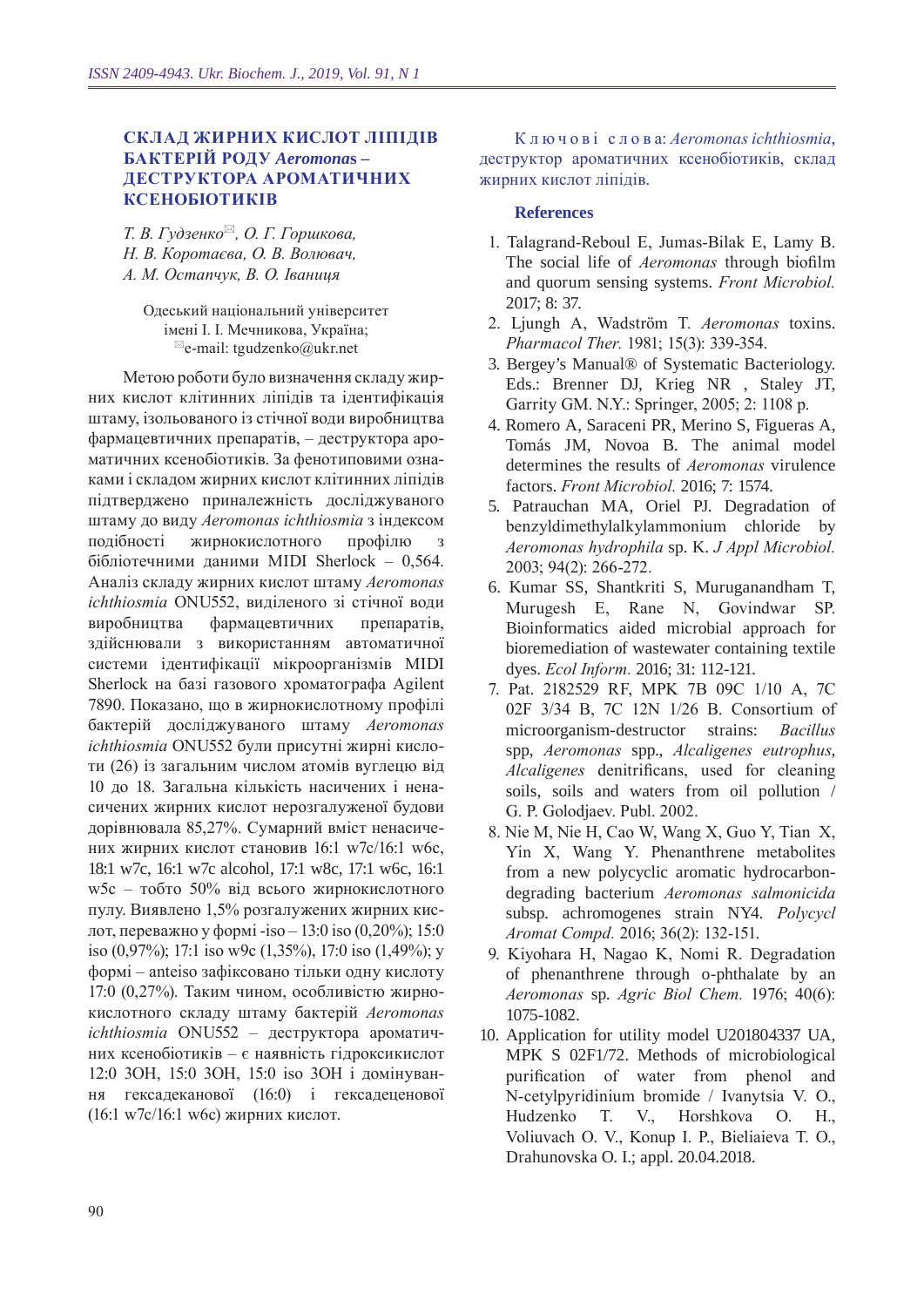# СКЛАД ЖИРНИХ КИСЛОТ ЛІПІДІВ БАКТЕРІЙ РОДУ *Aeromonas* – ДЕСТРУКТОРА АРОМАТИЧНИХ КСЕНОБІОТИКІВ

*Т. В. Гудзенко*[✉], *О. Г. Горшкова, Н. В. Коротаєва, О. В. Волювач, А. М. Остапчук, В. О. Іваниця*

Одеський національний університет імені І. І. Мечникова, Україна;
[✉]e-mail: tgudzenko@ukr.net

Метою роботи було визначення складу жирних кислот клітинних ліпідів та ідентифікація штаму, ізольованого із стічної води виробництва фармацевтичних препаратів, – деструктора ароматичних ксенобіотиків. За фенотиповими ознаками і складом жирних кислот клітинних ліпідів підтверджено приналежність досліджуваного штаму до виду *Aeromonas ichthiosmia* з індексом подібності жирнокислотного профілю з бібліотечними даними MIDI Sherlock – 0,564. Аналіз складу жирних кислот штаму *Aeromonas ichthiosmia* ONU552, виділеного зі стічної води виробництва фармацевтичних препаратів, здійснювали з використанням автоматичної системи ідентифікації мікроорганізмів MIDI Sherlock на базі газового хроматографа Agilent 7890. Показано, що в жирнокислотному профілі бактерій досліджуваного штаму *Aeromonas ichthiosmia* ONU552 були присутні жирні кислоти (26) із загальним числом атомів вуглецю від 10 до 18. Загальна кількість насичених і ненасичених жирних кислот нерозгалуженої будови дорівнювала 85,27%. Сумарний вміст ненасичених жирних кислот становив 16:1 w7c/16:1 w6c, 18:1 w7c, 16:1 w7c alcohol, 17:1 w8c, 17:1 w6c, 16:1 w5c – тобто 50% від всього жирнокислотного пулу. Виявлено 1,5% розгалужених жирних кислот, переважно у формі -iso – 13:0 iso (0,20%); 15:0 iso (0,97%); 17:1 iso w9c (1,35%), 17:0 iso (1,49%); у формі – anteiso зафіксовано тільки одну кислоту 17:0 (0,27%). Таким чином, особливістю жирнокислотного складу штаму бактерій *Aeromonas ichthiosmia* ONU552 – деструктора ароматичних ксенобіотиків – є наявність гідроксикислот 12:0 3OH, 15:0 3OH, 15:0 iso 3OH і домінування гексадеканової (16:0) і гексадеценової (16:1 w7c/16:1 w6c) жирних кислот.

К л ю ч о в і  с л о в а: *Aeromonas ichthiosmia*, деструктор ароматичних ксенобіотиків, склад жирних кислот ліпідів.

### References

1. Talagrand-Reboul E, Jumas-Bilak E, Lamy B. The social life of *Aeromonas* through biofilm and quorum sensing systems. *Front Microbiol.* 2017; 8: 37.
2. Ljungh A, Wadström T. *Aeromonas* toxins. *Pharmacol Ther.* 1981; 15(3): 339-354.
3. Bergey's Manual® of Systematic Bacteriology. Eds.: Brenner DJ, Krieg NR , Staley JT, Garrity GM. N.Y.: Springer, 2005; 2: 1108 p.
4. Romero A, Saraceni PR, Merino S, Figueras A, Tomás JM, Novoa B. The animal model determines the results of *Aeromonas* virulence factors. *Front Microbiol.* 2016; 7: 1574.
5. Patrauchan MA, Oriel PJ. Degradation of benzyldimethylalkylammonium chloride by *Aeromonas hydrophila* sp. K. *J Appl Microbiol.* 2003; 94(2): 266-272.
6. Kumar SS, Shantkriti S, Muruganandham T, Murugesh E, Rane N, Govindwar SP. Bioinformatics aided microbial approach for bioremediation of wastewater containing textile dyes. *Ecol Inform.* 2016; 31: 112-121.
7. Pat. 2182529 RF, MPK 7B 09C 1/10 A, 7C 02F 3/34 B, 7C 12N 1/26 B. Consortium of microorganism-destructor strains: *Bacillus* spp, *Aeromonas* spp., *Alcaligenes eutrophus, Alcaligenes* denitrificans, used for cleaning soils, soils and waters from oil pollution / G. P. Golodjaev. Publ. 2002.
8. Nie M, Nie H, Cao W, Wang X, Guo Y, Tian X, Yin X, Wang Y. Phenanthrene metabolites from a new polycyclic aromatic hydrocarbon-degrading bacterium *Aeromonas salmonicida* subsp. achromogenes strain NY4. *Polycycl Aromat Compd.* 2016; 36(2): 132-151.
9. Kiyohara H, Nagao K, Nomi R. Degradation of phenanthrene through o-phthalate by an *Aeromonas* sp. *Agric Biol Chem.* 1976; 40(6): 1075-1082.
10. Application for utility model U201804337 UA, MPK S 02F1/72. Methods of microbiological purification of water from phenol and N-cetylpyridinium bromide / Ivanytsia V. O., Hudzenko T. V., Horshkova O. H., Voliuvach O. V., Konup I. P., Bieliaieva T. O., Drahunovska O. I.; appl. 20.04.2018.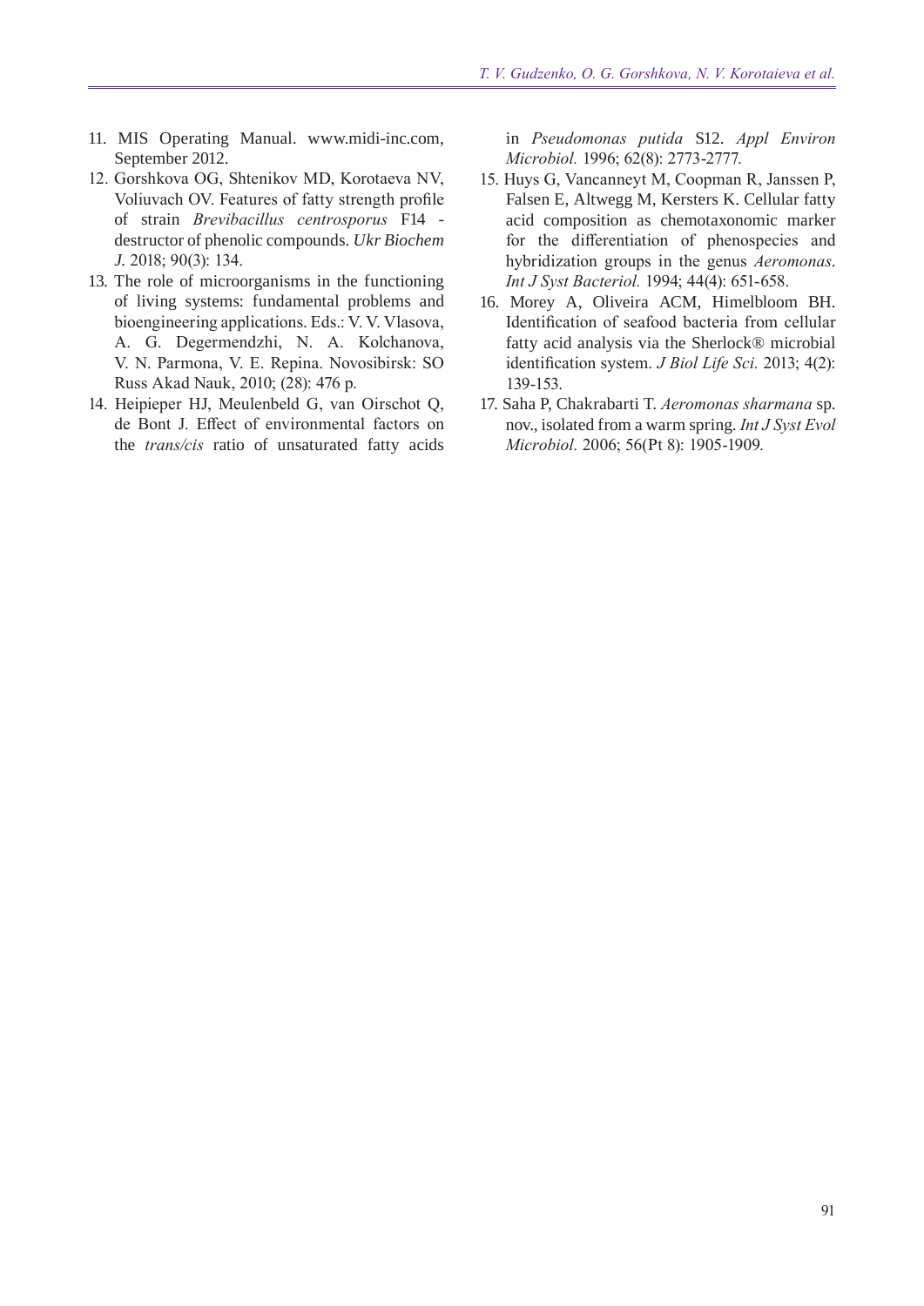11. MIS Operating Manual. www.midi-inc.com, September 2012.
12. Gorshkova OG, Shtenikov MD, Korotaeva NV, Voliuvach OV. Features of fatty strength profile of strain *Brevibacillus centrosporus* F14 - destructor of phenolic compounds. *Ukr Biochem J.* 2018; 90(3): 134.
13. The role of microorganisms in the functioning of living systems: fundamental problems and bioengineering applications. Eds.: V. V. Vlasova, A. G. Degermendzhi, N. A. Kolchanova, V. N. Parmona, V. E. Repina. Novosibirsk: SO Russ Akad Nauk, 2010; (28): 476 p.
14. Heipieper HJ, Meulenbeld G, van Oirschot Q, de Bont J. Effect of environmental factors on the *trans/cis* ratio of unsaturated fatty acids in *Pseudomonas putida* S12. *Appl Environ Microbiol.* 1996; 62(8): 2773-2777.
15. Huys G, Vancanneyt M, Coopman R, Janssen P, Falsen E, Altwegg M, Kersters K. Cellular fatty acid composition as chemotaxonomic marker for the differentiation of phenospecies and hybridization groups in the genus *Aeromonas*. *Int J Syst Bacteriol.* 1994; 44(4): 651-658.
16. Morey A, Oliveira ACM, Himelbloom BH. Identification of seafood bacteria from cellular fatty acid analysis via the Sherlock® microbial identification system. *J Biol Life Sci.* 2013; 4(2): 139-153.
17. Saha P, Chakrabarti T. *Aeromonas sharmana* sp. nov., isolated from a warm spring. *Int J Syst Evol Microbiol.* 2006; 56(Pt 8): 1905-1909.